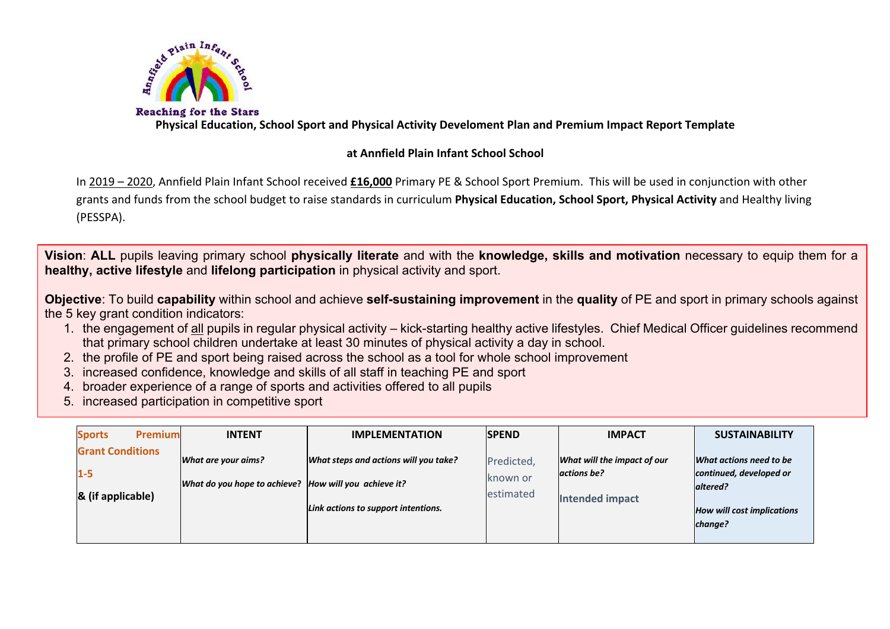Reaching for the Stars

**Physical Education, School Sport and Physical Activity Develoment Plan and Premium Impact Report Template**

**at Annfield Plain Infant School School**

In 2019 – 2020, Annfield Plain Infant School received **£16,000** Primary PE & School Sport Premium. This will be used in conjunction with other grants and funds from the school budget to raise standards in curriculum **Physical Education, School Sport, Physical Activity** and Healthy living (PESSPA).

**Vision**: **ALL** pupils leaving primary school **physically literate** and with the **knowledge, skills and motivation** necessary to equip them for a **healthy, active lifestyle** and **lifelong participation** in physical activity and sport.

**Objective**: To build **capability** within school and achieve **self-sustaining improvement** in the **quality** of PE and sport in primary schools against the 5 key grant condition indicators:

1. the engagement of all pupils in regular physical activity – kick-starting healthy active lifestyles. Chief Medical Officer guidelines recommend that primary school children undertake at least 30 minutes of physical activity a day in school.
2. the profile of PE and sport being raised across the school as a tool for whole school improvement
3. increased confidence, knowledge and skills of all staff in teaching PE and sport
4. broader experience of a range of sports and activities offered to all pupils
5. increased participation in competitive sport

| **Sports Premium Grant Conditions 1-5 & (if applicable)** | **INTENT**<br>*What are your aims?*<br>*What do you hope to achieve?* | **IMPLEMENTATION**<br>*What steps and actions will you take?*<br>*How will you achieve it?*<br>*Link actions to support intentions.* | **SPEND**<br>Predicted, known or estimated | **IMPACT**<br>*What will the impact of our actions be?*<br>**Intended impact** | **SUSTAINABILITY**<br>*What actions need to be continued, developed or altered?*<br>*How will cost implications change?* |
|---|---|---|---|---|---|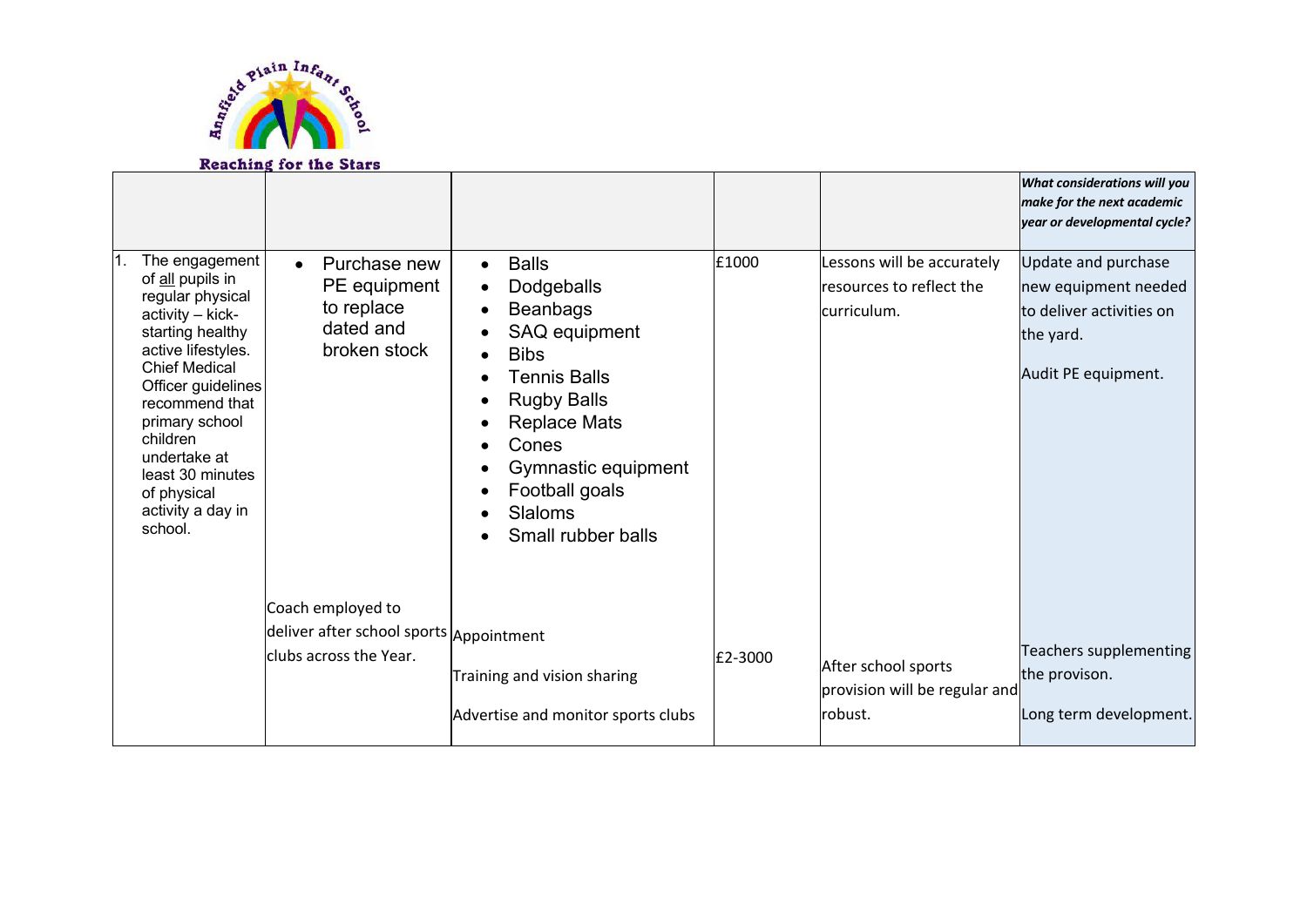Annfield Plain Infant School

Reaching for the Stars

| | | | | | *What considerations will you make for the next academic year or developmental cycle?* |
|---|---|---|---|---|---|
| 1. The engagement of all pupils in regular physical activity – kick-starting healthy active lifestyles. Chief Medical Officer guidelines recommend that primary school children undertake at least 30 minutes of physical activity a day in school. | • Purchase new PE equipment to replace dated and broken stock | • Balls<br>• Dodgeballs<br>• Beanbags<br>• SAQ equipment<br>• Bibs<br>• Tennis Balls<br>• Rugby Balls<br>• Replace Mats<br>• Cones<br>• Gymnastic equipment<br>• Football goals<br>• Slaloms<br>• Small rubber balls | £1000 | Lessons will be accurately resources to reflect the curriculum. | Update and purchase new equipment needed to deliver activities on the yard.<br><br>Audit PE equipment. |
| | Coach employed to deliver after school sports clubs across the Year. | Appointment<br><br>Training and vision sharing<br><br>Advertise and monitor sports clubs | £2-3000 | After school sports provision will be regular and robust. | Teachers supplementing the provison.<br><br>Long term development. |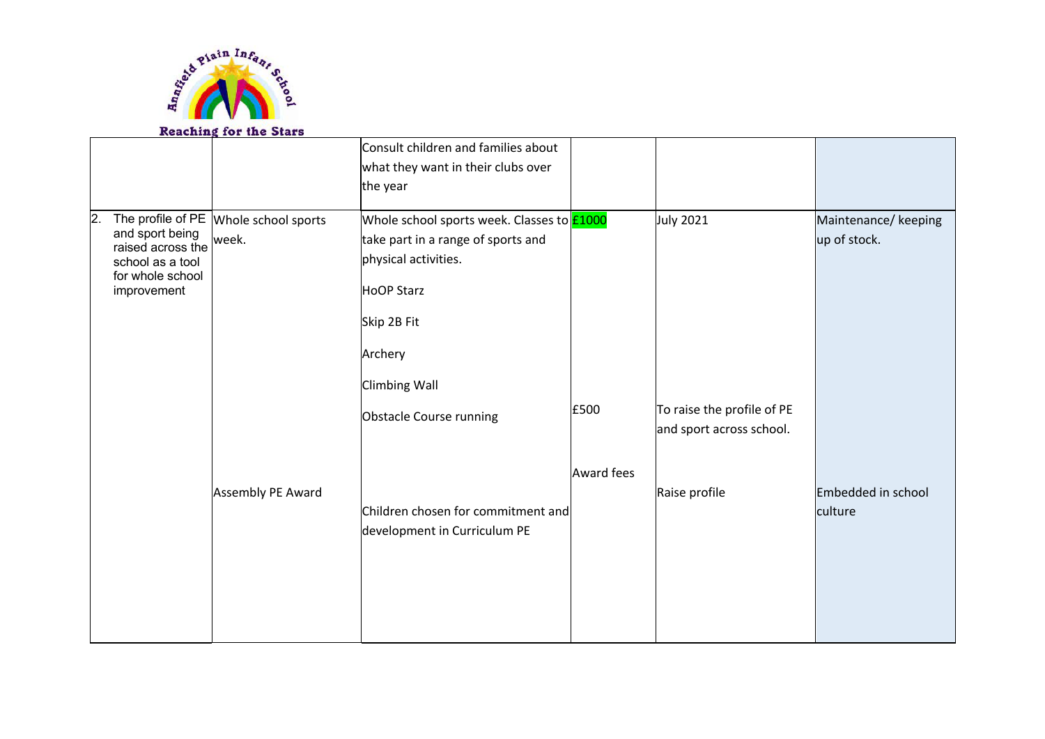| | | Consult children and families about what they want in their clubs over the year | | | |
|---|---|---|---|---|---|
| 2. The profile of PE and sport being raised across the school as a tool for whole school improvement | Whole school sports week. | Whole school sports week. Classes to take part in a range of sports and physical activities.<br><br>HoOP Starz<br><br>Skip 2B Fit<br><br>Archery<br><br>Climbing Wall<br><br>Obstacle Course running | £1000<br><br>£500 | July 2021<br><br>To raise the profile of PE and sport across school. | Maintenance/ keeping up of stock. |
| | Assembly PE Award | Children chosen for commitment and development in Curriculum PE | Award fees | Raise profile | Embedded in school culture |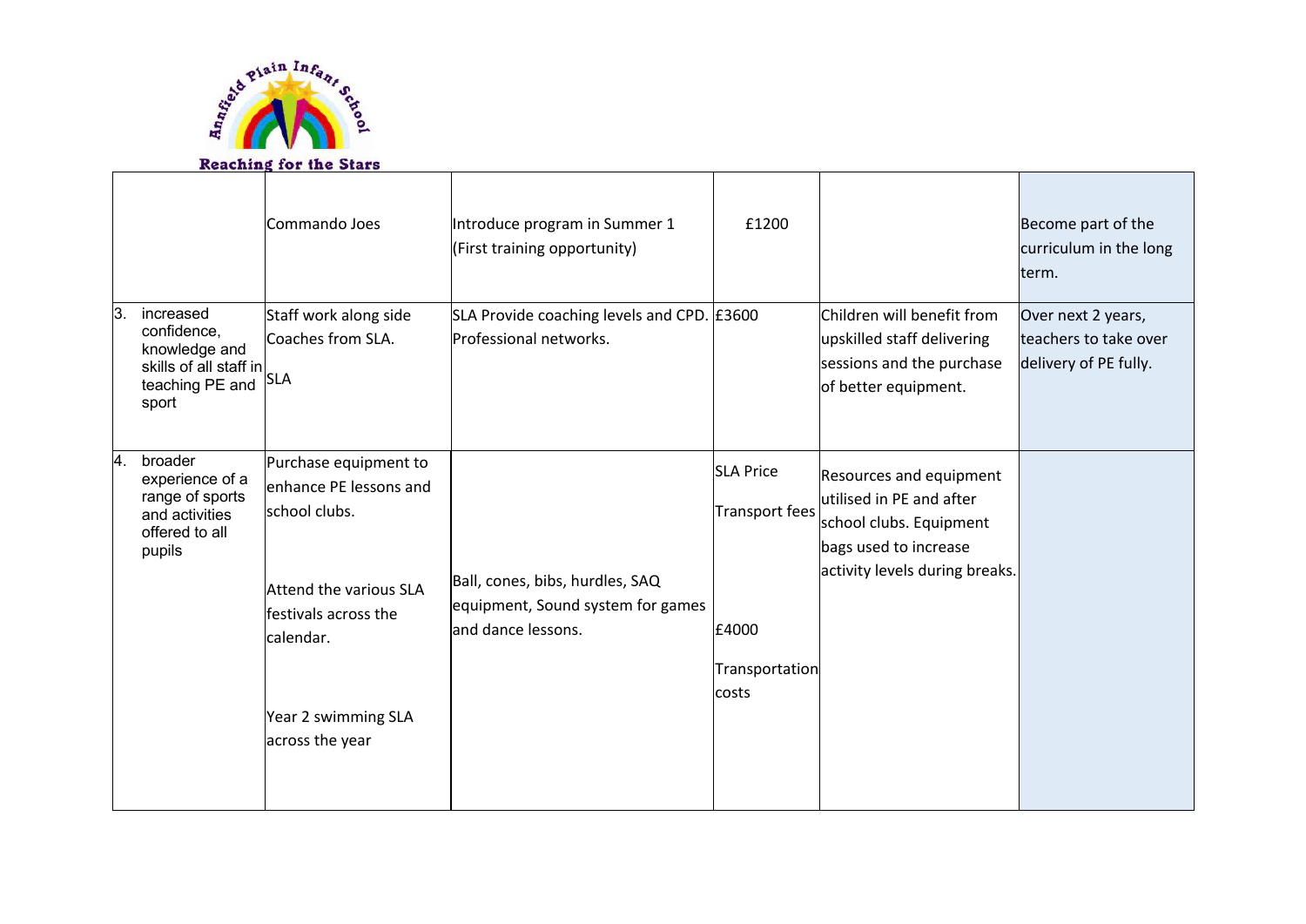| | | | | | |
|---|---|---|---|---|---|
| | Commando Joes | Introduce program in Summer 1 (First training opportunity) | £1200 | | Become part of the curriculum in the long term. |
| 3. increased confidence, knowledge and skills of all staff in teaching PE and sport | Staff work along side Coaches from SLA.<br><br>SLA | SLA Provide coaching levels and CPD. Professional networks. | £3600 | Children will benefit from upskilled staff delivering sessions and the purchase of better equipment. | Over next 2 years, teachers to take over delivery of PE fully. |
| 4. broader experience of a range of sports and activities offered to all pupils | Purchase equipment to enhance PE lessons and school clubs.<br><br>Attend the various SLA festivals across the calendar.<br><br>Year 2 swimming SLA across the year | Ball, cones, bibs, hurdles, SAQ equipment, Sound system for games and dance lessons. | SLA Price<br><br>Transport fees<br><br>£4000<br><br>Transportation costs | Resources and equipment utilised in PE and after school clubs. Equipment bags used to increase activity levels during breaks. | |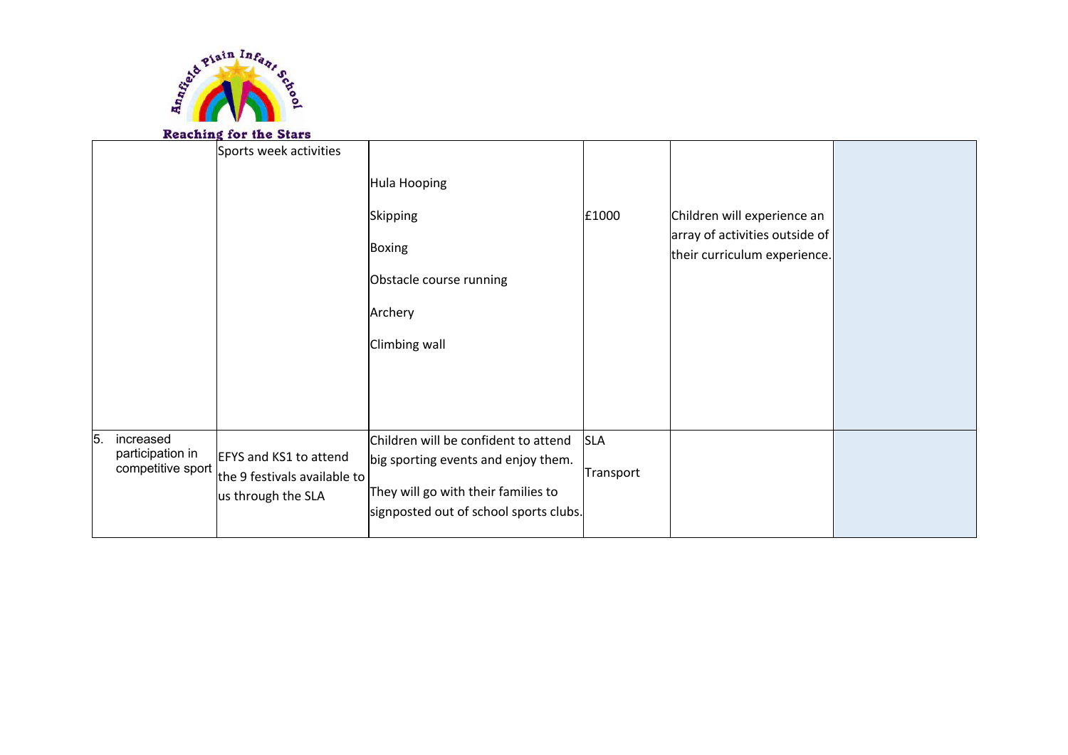Annfield Plain Infant School

Reaching for the Stars

| | | | | | |
|---|---|---|---|---|---|
| | Sports week activities | Hula Hooping<br><br>Skipping<br><br>Boxing<br><br>Obstacle course running<br><br>Archery<br><br>Climbing wall | £1000 | Children will experience an array of activities outside of their curriculum experience. | |
| 5. increased participation in competitive sport | EFYS and KS1 to attend the 9 festivals available to us through the SLA | Children will be confident to attend big sporting events and enjoy them.<br><br>They will go with their families to signposted out of school sports clubs. | SLA<br><br>Transport | | |